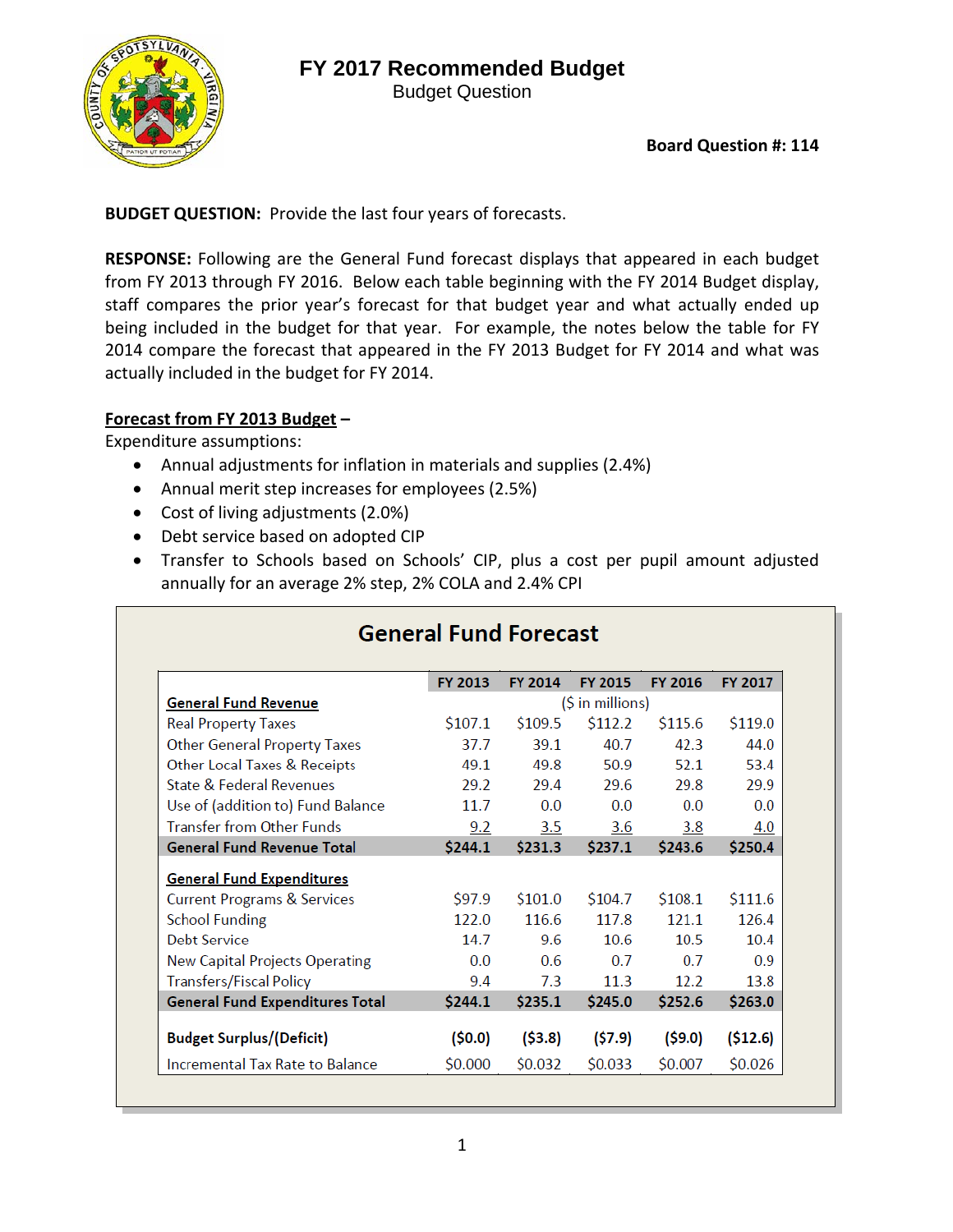# FY 2017 Recommended Budget

Budget Question

**Board Question #: 114**

**BUDGET QUESTION:** Provide the last four years of forecasts.

**RESPONSE:** Following are the General Fund forecast displays that appeared in each budget from FY 2013 through FY 2016. Below each table beginning with the FY 2014 Budget display, staff compares the prior year's forecast for that budget year and what actually ended up being included in the budget for that year. For example, the notes below the table for FY 2014 compare the forecast that appeared in the FY 2013 Budget for FY 2014 and what was actually included in the budget for FY 2014.

**Forecast from FY 2013 Budget** –

Expenditure assumptions:

- Annual adjustments for inflation in materials and supplies (2.4%)
- Annual merit step increases for employees (2.5%)
- Cost of living adjustments (2.0%)
- Debt service based on adopted CIP
- Transfer to Schools based on Schools' CIP, plus a cost per pupil amount adjusted annually for an average 2% step, 2% COLA and 2.4% CPI

## General Fund Forecast

| | FY 2013 | FY 2014 | FY 2015 | FY 2016 | FY 2017 |
|---|---|---|---|---|---|
| **General Fund Revenue** | | | ($ in millions) | | |
| Real Property Taxes | $107.1 | $109.5 | $112.2 | $115.6 | $119.0 |
| Other General Property Taxes | 37.7 | 39.1 | 40.7 | 42.3 | 44.0 |
| Other Local Taxes & Receipts | 49.1 | 49.8 | 50.9 | 52.1 | 53.4 |
| State & Federal Revenues | 29.2 | 29.4 | 29.6 | 29.8 | 29.9 |
| Use of (addition to) Fund Balance | 11.7 | 0.0 | 0.0 | 0.0 | 0.0 |
| Transfer from Other Funds | 9.2 | 3.5 | 3.6 | 3.8 | 4.0 |
| **General Fund Revenue Total** | **$244.1** | **$231.3** | **$237.1** | **$243.6** | **$250.4** |
| **General Fund Expenditures** | | | | | |
| Current Programs & Services | $97.9 | $101.0 | $104.7 | $108.1 | $111.6 |
| School Funding | 122.0 | 116.6 | 117.8 | 121.1 | 126.4 |
| Debt Service | 14.7 | 9.6 | 10.6 | 10.5 | 10.4 |
| New Capital Projects Operating | 0.0 | 0.6 | 0.7 | 0.7 | 0.9 |
| Transfers/Fiscal Policy | 9.4 | 7.3 | 11.3 | 12.2 | 13.8 |
| **General Fund Expenditures Total** | **$244.1** | **$235.1** | **$245.0** | **$252.6** | **$263.0** |
| **Budget Surplus/(Deficit)** | **($0.0)** | **($3.8)** | **($7.9)** | **($9.0)** | **($12.6)** |
| Incremental Tax Rate to Balance | $0.000 | $0.032 | $0.033 | $0.007 | $0.026 |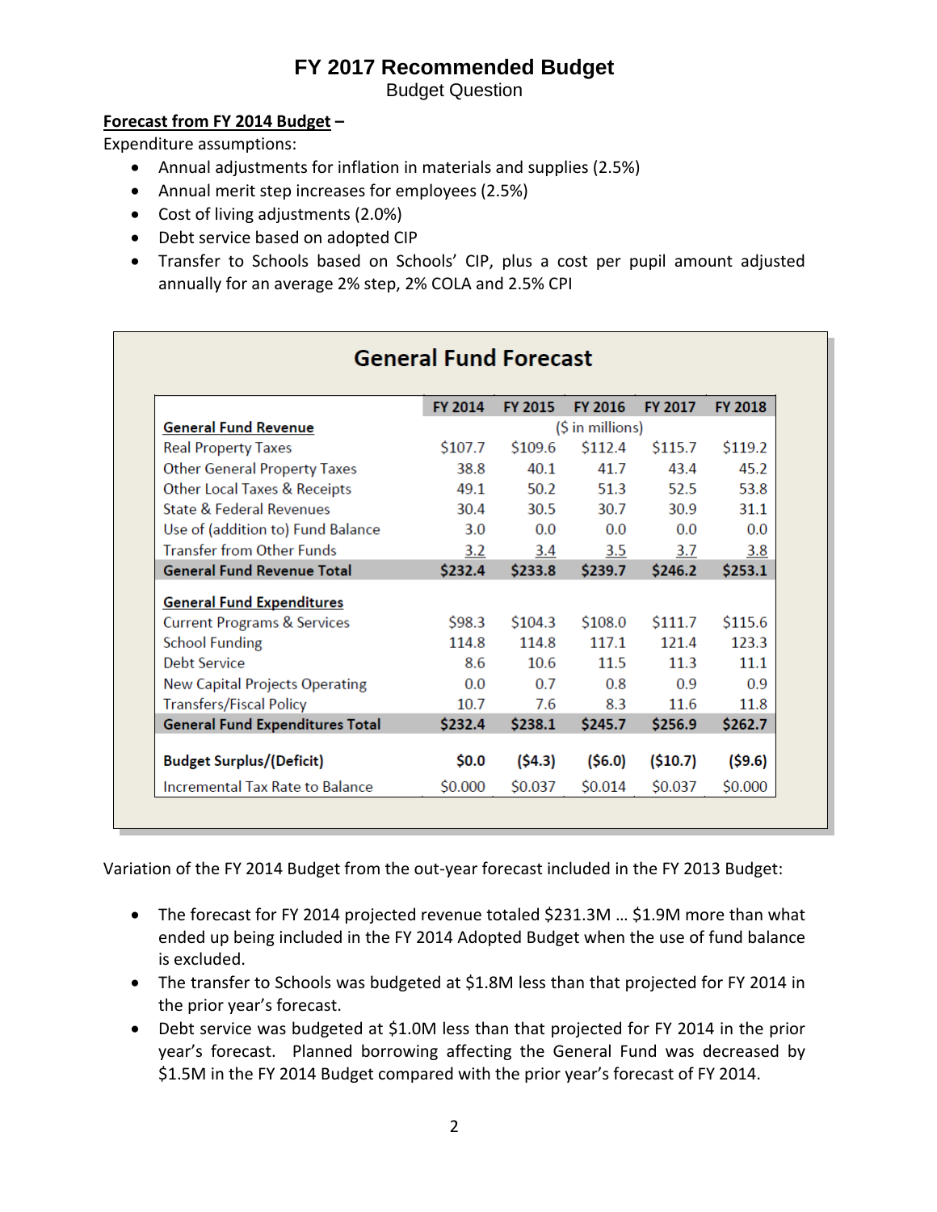# FY 2017 Recommended Budget

Budget Question

**Forecast from FY 2014 Budget –**

Expenditure assumptions:

- Annual adjustments for inflation in materials and supplies (2.5%)
- Annual merit step increases for employees (2.5%)
- Cost of living adjustments (2.0%)
- Debt service based on adopted CIP
- Transfer to Schools based on Schools' CIP, plus a cost per pupil amount adjusted annually for an average 2% step, 2% COLA and 2.5% CPI

## General Fund Forecast

| | FY 2014 | FY 2015 | FY 2016 | FY 2017 | FY 2018 |
|---|---|---|---|---|---|
| **General Fund Revenue** | | | ($ in millions) | | |
| Real Property Taxes | $107.7 | $109.6 | $112.4 | $115.7 | $119.2 |
| Other General Property Taxes | 38.8 | 40.1 | 41.7 | 43.4 | 45.2 |
| Other Local Taxes & Receipts | 49.1 | 50.2 | 51.3 | 52.5 | 53.8 |
| State & Federal Revenues | 30.4 | 30.5 | 30.7 | 30.9 | 31.1 |
| Use of (addition to) Fund Balance | 3.0 | 0.0 | 0.0 | 0.0 | 0.0 |
| Transfer from Other Funds | 3.2 | 3.4 | 3.5 | 3.7 | 3.8 |
| **General Fund Revenue Total** | **$232.4** | **$233.8** | **$239.7** | **$246.2** | **$253.1** |
| **General Fund Expenditures** | | | | | |
| Current Programs & Services | $98.3 | $104.3 | $108.0 | $111.7 | $115.6 |
| School Funding | 114.8 | 114.8 | 117.1 | 121.4 | 123.3 |
| Debt Service | 8.6 | 10.6 | 11.5 | 11.3 | 11.1 |
| New Capital Projects Operating | 0.0 | 0.7 | 0.8 | 0.9 | 0.9 |
| Transfers/Fiscal Policy | 10.7 | 7.6 | 8.3 | 11.6 | 11.8 |
| **General Fund Expenditures Total** | **$232.4** | **$238.1** | **$245.7** | **$256.9** | **$262.7** |
| **Budget Surplus/(Deficit)** | **$0.0** | **($4.3)** | **($6.0)** | **($10.7)** | **($9.6)** |
| Incremental Tax Rate to Balance | $0.000 | $0.037 | $0.014 | $0.037 | $0.000 |

Variation of the FY 2014 Budget from the out-year forecast included in the FY 2013 Budget:

- The forecast for FY 2014 projected revenue totaled $231.3M … $1.9M more than what ended up being included in the FY 2014 Adopted Budget when the use of fund balance is excluded.
- The transfer to Schools was budgeted at $1.8M less than that projected for FY 2014 in the prior year's forecast.
- Debt service was budgeted at $1.0M less than that projected for FY 2014 in the prior year's forecast. Planned borrowing affecting the General Fund was decreased by $1.5M in the FY 2014 Budget compared with the prior year's forecast of FY 2014.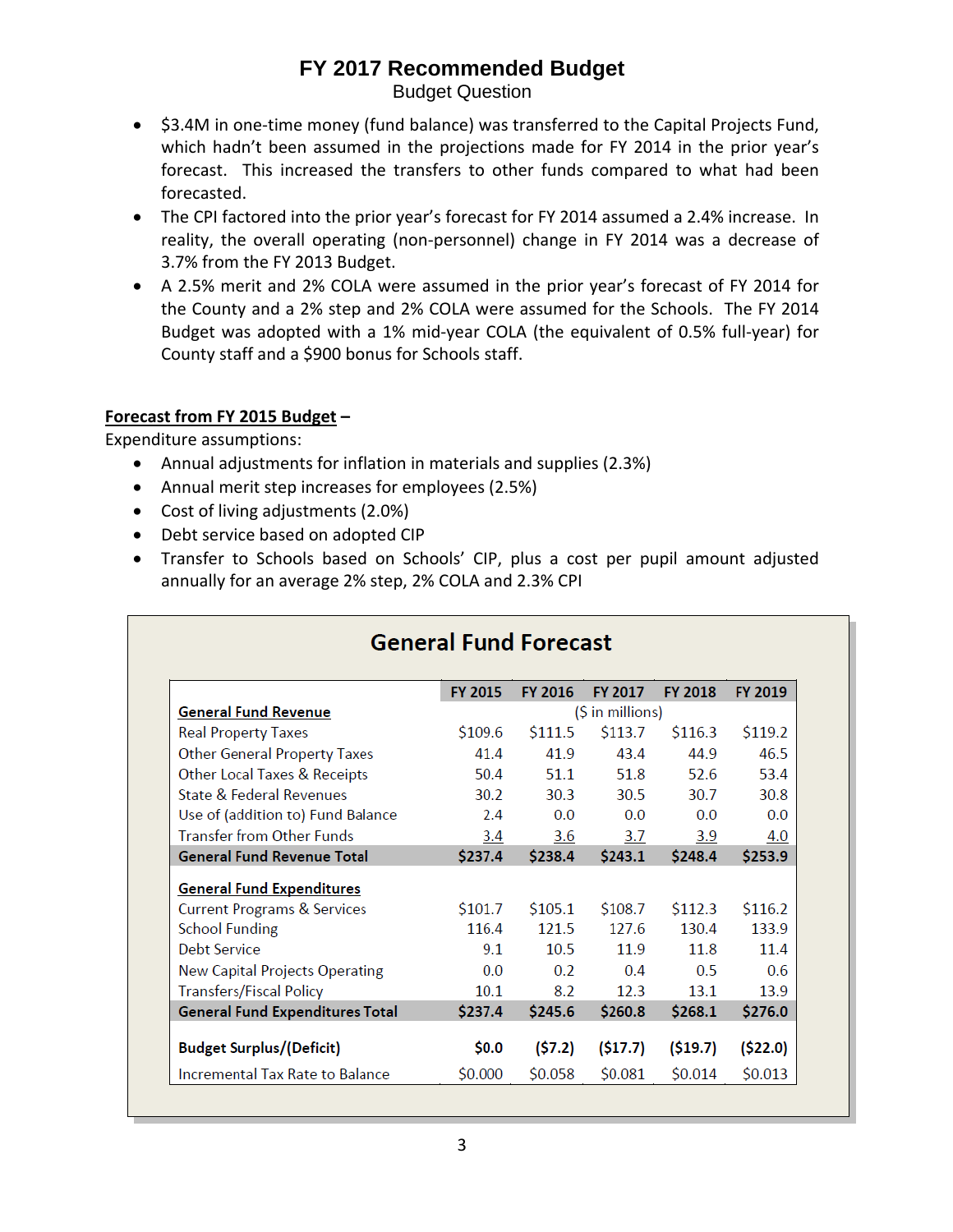# FY 2017 Recommended Budget

Budget Question

- $3.4M in one-time money (fund balance) was transferred to the Capital Projects Fund, which hadn't been assumed in the projections made for FY 2014 in the prior year's forecast. This increased the transfers to other funds compared to what had been forecasted.
- The CPI factored into the prior year's forecast for FY 2014 assumed a 2.4% increase. In reality, the overall operating (non-personnel) change in FY 2014 was a decrease of 3.7% from the FY 2013 Budget.
- A 2.5% merit and 2% COLA were assumed in the prior year's forecast of FY 2014 for the County and a 2% step and 2% COLA were assumed for the Schools. The FY 2014 Budget was adopted with a 1% mid-year COLA (the equivalent of 0.5% full-year) for County staff and a $900 bonus for Schools staff.

**Forecast from FY 2015 Budget –**

Expenditure assumptions:

- Annual adjustments for inflation in materials and supplies (2.3%)
- Annual merit step increases for employees (2.5%)
- Cost of living adjustments (2.0%)
- Debt service based on adopted CIP
- Transfer to Schools based on Schools' CIP, plus a cost per pupil amount adjusted annually for an average 2% step, 2% COLA and 2.3% CPI

## General Fund Forecast

| | FY 2015 | FY 2016 | FY 2017 | FY 2018 | FY 2019 |
|---|---|---|---|---|---|
| **General Fund Revenue** | | | ($ in millions) | | |
| Real Property Taxes | $109.6 | $111.5 | $113.7 | $116.3 | $119.2 |
| Other General Property Taxes | 41.4 | 41.9 | 43.4 | 44.9 | 46.5 |
| Other Local Taxes & Receipts | 50.4 | 51.1 | 51.8 | 52.6 | 53.4 |
| State & Federal Revenues | 30.2 | 30.3 | 30.5 | 30.7 | 30.8 |
| Use of (addition to) Fund Balance | 2.4 | 0.0 | 0.0 | 0.0 | 0.0 |
| Transfer from Other Funds | 3.4 | 3.6 | 3.7 | 3.9 | 4.0 |
| **General Fund Revenue Total** | **$237.4** | **$238.4** | **$243.1** | **$248.4** | **$253.9** |
| **General Fund Expenditures** | | | | | |
| Current Programs & Services | $101.7 | $105.1 | $108.7 | $112.3 | $116.2 |
| School Funding | 116.4 | 121.5 | 127.6 | 130.4 | 133.9 |
| Debt Service | 9.1 | 10.5 | 11.9 | 11.8 | 11.4 |
| New Capital Projects Operating | 0.0 | 0.2 | 0.4 | 0.5 | 0.6 |
| Transfers/Fiscal Policy | 10.1 | 8.2 | 12.3 | 13.1 | 13.9 |
| **General Fund Expenditures Total** | **$237.4** | **$245.6** | **$260.8** | **$268.1** | **$276.0** |
| **Budget Surplus/(Deficit)** | **$0.0** | **($7.2)** | **($17.7)** | **($19.7)** | **($22.0)** |
| Incremental Tax Rate to Balance | $0.000 | $0.058 | $0.081 | $0.014 | $0.013 |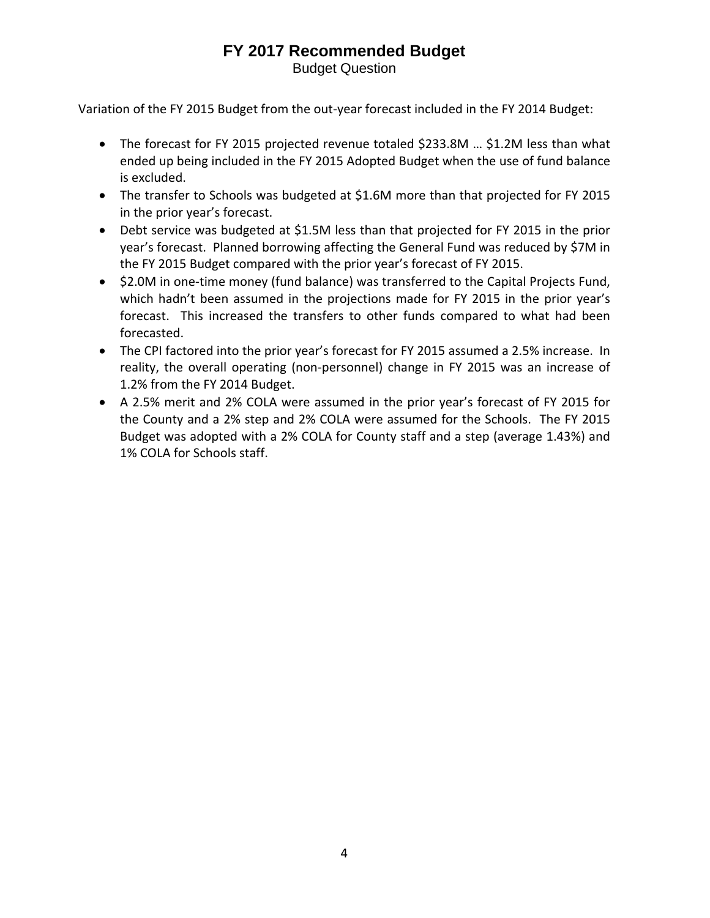# FY 2017 Recommended Budget

Budget Question

Variation of the FY 2015 Budget from the out-year forecast included in the FY 2014 Budget:

- The forecast for FY 2015 projected revenue totaled $233.8M … $1.2M less than what ended up being included in the FY 2015 Adopted Budget when the use of fund balance is excluded.
- The transfer to Schools was budgeted at $1.6M more than that projected for FY 2015 in the prior year's forecast.
- Debt service was budgeted at $1.5M less than that projected for FY 2015 in the prior year's forecast. Planned borrowing affecting the General Fund was reduced by $7M in the FY 2015 Budget compared with the prior year's forecast of FY 2015.
- $2.0M in one-time money (fund balance) was transferred to the Capital Projects Fund, which hadn't been assumed in the projections made for FY 2015 in the prior year's forecast. This increased the transfers to other funds compared to what had been forecasted.
- The CPI factored into the prior year's forecast for FY 2015 assumed a 2.5% increase. In reality, the overall operating (non-personnel) change in FY 2015 was an increase of 1.2% from the FY 2014 Budget.
- A 2.5% merit and 2% COLA were assumed in the prior year's forecast of FY 2015 for the County and a 2% step and 2% COLA were assumed for the Schools. The FY 2015 Budget was adopted with a 2% COLA for County staff and a step (average 1.43%) and 1% COLA for Schools staff.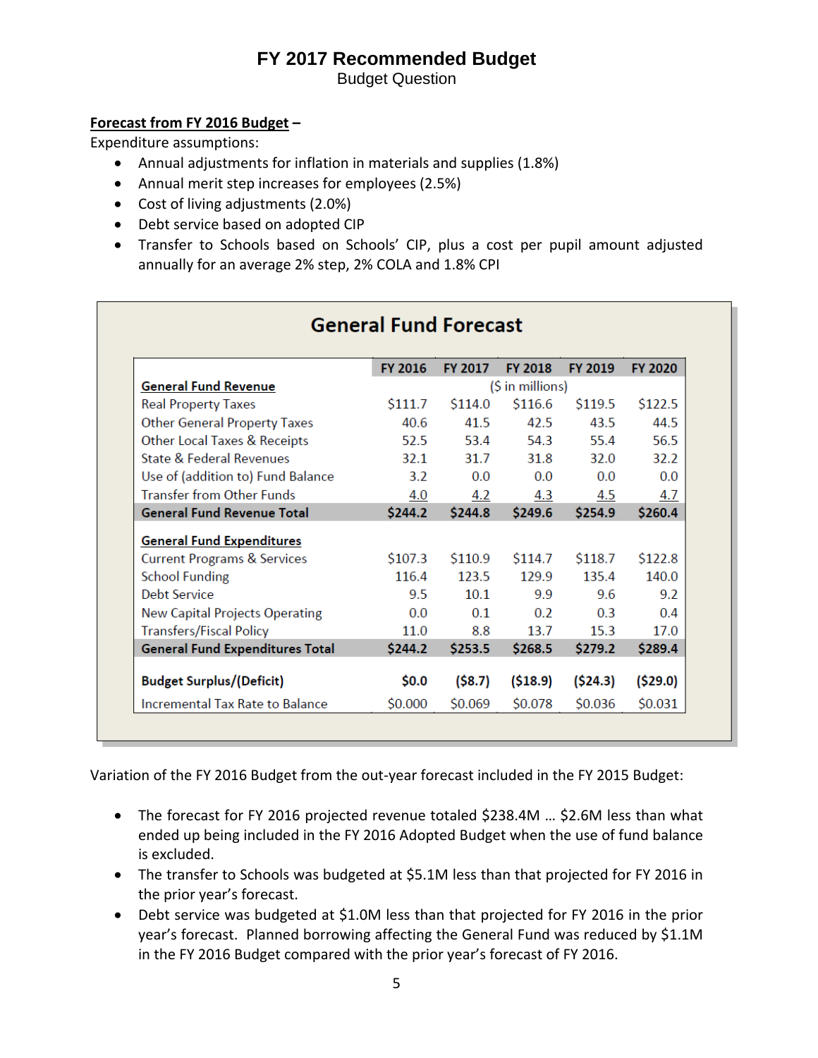# FY 2017 Recommended Budget

Budget Question

**Forecast from FY 2016 Budget** –

Expenditure assumptions:

- Annual adjustments for inflation in materials and supplies (1.8%)
- Annual merit step increases for employees (2.5%)
- Cost of living adjustments (2.0%)
- Debt service based on adopted CIP
- Transfer to Schools based on Schools' CIP, plus a cost per pupil amount adjusted annually for an average 2% step, 2% COLA and 1.8% CPI

## General Fund Forecast

| | FY 2016 | FY 2017 | FY 2018 | FY 2019 | FY 2020 |
|---|---|---|---|---|---|
| **General Fund Revenue** | | | ($ in millions) | | |
| Real Property Taxes | $111.7 | $114.0 | $116.6 | $119.5 | $122.5 |
| Other General Property Taxes | 40.6 | 41.5 | 42.5 | 43.5 | 44.5 |
| Other Local Taxes & Receipts | 52.5 | 53.4 | 54.3 | 55.4 | 56.5 |
| State & Federal Revenues | 32.1 | 31.7 | 31.8 | 32.0 | 32.2 |
| Use of (addition to) Fund Balance | 3.2 | 0.0 | 0.0 | 0.0 | 0.0 |
| Transfer from Other Funds | 4.0 | 4.2 | 4.3 | 4.5 | 4.7 |
| **General Fund Revenue Total** | **$244.2** | **$244.8** | **$249.6** | **$254.9** | **$260.4** |
| **General Fund Expenditures** | | | | | |
| Current Programs & Services | $107.3 | $110.9 | $114.7 | $118.7 | $122.8 |
| School Funding | 116.4 | 123.5 | 129.9 | 135.4 | 140.0 |
| Debt Service | 9.5 | 10.1 | 9.9 | 9.6 | 9.2 |
| New Capital Projects Operating | 0.0 | 0.1 | 0.2 | 0.3 | 0.4 |
| Transfers/Fiscal Policy | 11.0 | 8.8 | 13.7 | 15.3 | 17.0 |
| **General Fund Expenditures Total** | **$244.2** | **$253.5** | **$268.5** | **$279.2** | **$289.4** |
| **Budget Surplus/(Deficit)** | **$0.0** | **($8.7)** | **($18.9)** | **($24.3)** | **($29.0)** |
| Incremental Tax Rate to Balance | $0.000 | $0.069 | $0.078 | $0.036 | $0.031 |

Variation of the FY 2016 Budget from the out-year forecast included in the FY 2015 Budget:

- The forecast for FY 2016 projected revenue totaled $238.4M … $2.6M less than what ended up being included in the FY 2016 Adopted Budget when the use of fund balance is excluded.
- The transfer to Schools was budgeted at $5.1M less than that projected for FY 2016 in the prior year's forecast.
- Debt service was budgeted at $1.0M less than that projected for FY 2016 in the prior year's forecast. Planned borrowing affecting the General Fund was reduced by $1.1M in the FY 2016 Budget compared with the prior year's forecast of FY 2016.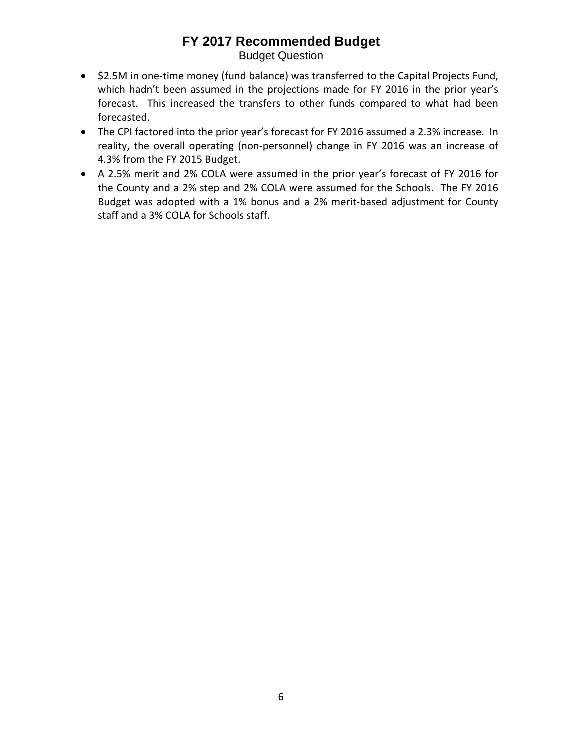- $2.5M in one-time money (fund balance) was transferred to the Capital Projects Fund, which hadn't been assumed in the projections made for FY 2016 in the prior year's forecast. This increased the transfers to other funds compared to what had been forecasted.
- The CPI factored into the prior year's forecast for FY 2016 assumed a 2.3% increase. In reality, the overall operating (non-personnel) change in FY 2016 was an increase of 4.3% from the FY 2015 Budget.
- A 2.5% merit and 2% COLA were assumed in the prior year's forecast of FY 2016 for the County and a 2% step and 2% COLA were assumed for the Schools. The FY 2016 Budget was adopted with a 1% bonus and a 2% merit-based adjustment for County staff and a 3% COLA for Schools staff.